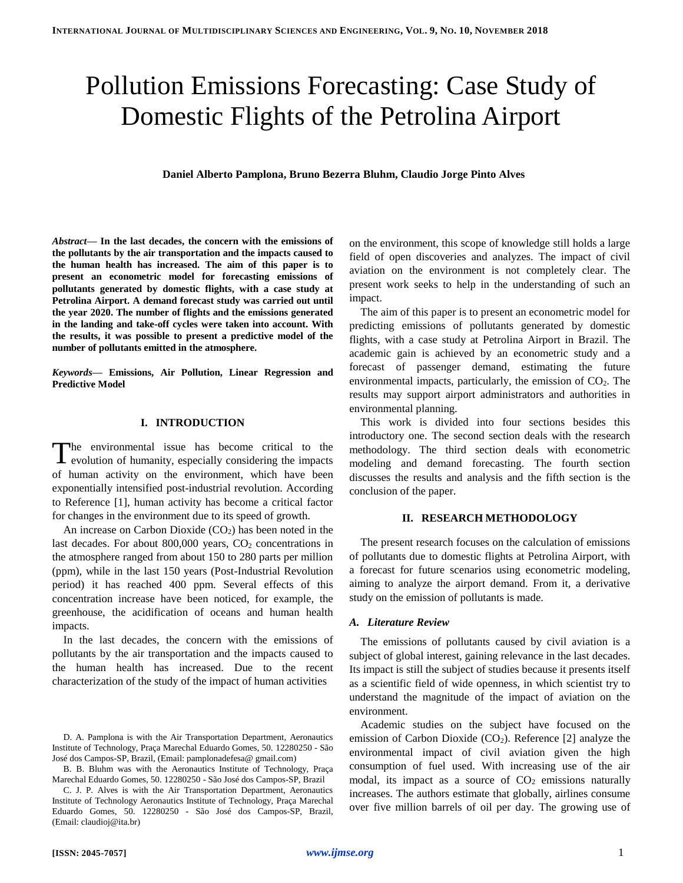# Pollution Emissions Forecasting: Case Study of Domestic Flights of the Petrolina Airport

**Daniel Alberto Pamplona, Bruno Bezerra Bluhm, Claudio Jorge Pinto Alves**

***Abstract*— In the last decades, the concern with the emissions of the pollutants by the air transportation and the impacts caused to the human health has increased. The aim of this paper is to present an econometric model for forecasting emissions of pollutants generated by domestic flights, with a case study at Petrolina Airport. A demand forecast study was carried out until the year 2020. The number of flights and the emissions generated in the landing and take-off cycles were taken into account. With the results, it was possible to present a predictive model of the number of pollutants emitted in the atmosphere.**

***Keywords*— Emissions, Air Pollution, Linear Regression and Predictive Model**

## I. INTRODUCTION

The environmental issue has become critical to the evolution of humanity, especially considering the impacts of human activity on the environment, which have been exponentially intensified post-industrial revolution. According to Reference [1], human activity has become a critical factor for changes in the environment due to its speed of growth.

An increase on Carbon Dioxide ($CO_2$) has been noted in the last decades. For about 800,000 years, $CO_2$ concentrations in the atmosphere ranged from about 150 to 280 parts per million (ppm), while in the last 150 years (Post-Industrial Revolution period) it has reached 400 ppm. Several effects of this concentration increase have been noticed, for example, the greenhouse, the acidification of oceans and human health impacts.

In the last decades, the concern with the emissions of pollutants by the air transportation and the impacts caused to the human health has increased. Due to the recent characterization of the study of the impact of human activities on the environment, this scope of knowledge still holds a large field of open discoveries and analyzes. The impact of civil aviation on the environment is not completely clear. The present work seeks to help in the understanding of such an impact.

The aim of this paper is to present an econometric model for predicting emissions of pollutants generated by domestic flights, with a case study at Petrolina Airport in Brazil. The academic gain is achieved by an econometric study and a forecast of passenger demand, estimating the future environmental impacts, particularly, the emission of $CO_2$. The results may support airport administrators and authorities in environmental planning.

This work is divided into four sections besides this introductory one. The second section deals with the research methodology. The third section deals with econometric modeling and demand forecasting. The fourth section discusses the results and analysis and the fifth section is the conclusion of the paper.

## II. RESEARCH METHODOLOGY

The present research focuses on the calculation of emissions of pollutants due to domestic flights at Petrolina Airport, with a forecast for future scenarios using econometric modeling, aiming to analyze the airport demand. From it, a derivative study on the emission of pollutants is made.

### *A. Literature Review*

The emissions of pollutants caused by civil aviation is a subject of global interest, gaining relevance in the last decades. Its impact is still the subject of studies because it presents itself as a scientific field of wide openness, in which scientist try to understand the magnitude of the impact of aviation on the environment.

Academic studies on the subject have focused on the emission of Carbon Dioxide ($CO_2$). Reference [2] analyze the environmental impact of civil aviation given the high consumption of fuel used. With increasing use of the air modal, its impact as a source of $CO_2$ emissions naturally increases. The authors estimate that globally, airlines consume over five million barrels of oil per day. The growing use of

---

D. A. Pamplona is with the Air Transportation Department, Aeronautics Institute of Technology, Praça Marechal Eduardo Gomes, 50. 12280250 - São José dos Campos-SP, Brazil, (Email: pamplonadefesa@ gmail.com)

B. B. Bluhm was with the Aeronautics Institute of Technology, Praça Marechal Eduardo Gomes, 50. 12280250 - São José dos Campos-SP, Brazil

C. J. P. Alves is with the Air Transportation Department, Aeronautics Institute of Technology Aeronautics Institute of Technology, Praça Marechal Eduardo Gomes, 50. 12280250 - São José dos Campos-SP, Brazil, (Email: claudioj@ita.br)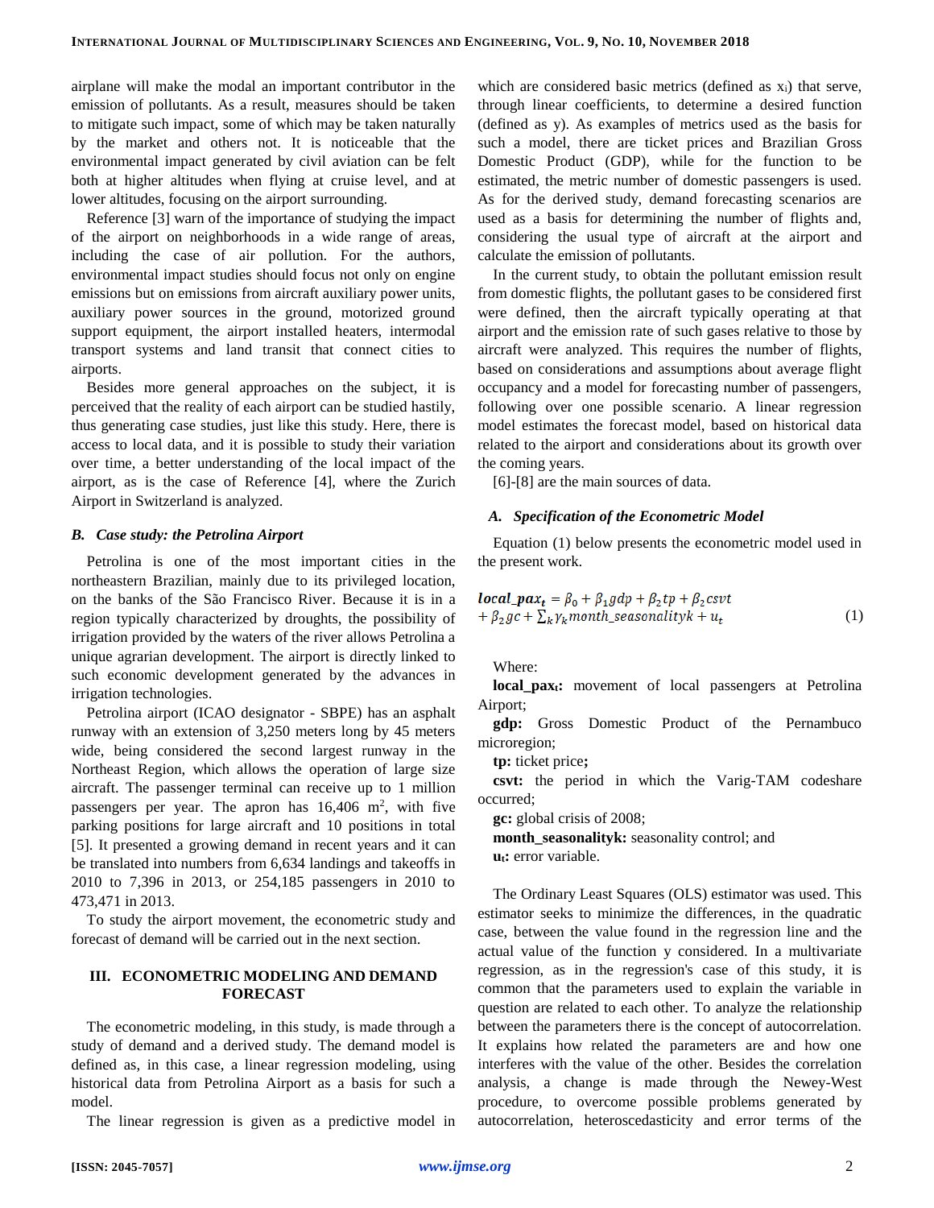airplane will make the modal an important contributor in the emission of pollutants. As a result, measures should be taken to mitigate such impact, some of which may be taken naturally by the market and others not. It is noticeable that the environmental impact generated by civil aviation can be felt both at higher altitudes when flying at cruise level, and at lower altitudes, focusing on the airport surrounding.

Reference [3] warn of the importance of studying the impact of the airport on neighborhoods in a wide range of areas, including the case of air pollution. For the authors, environmental impact studies should focus not only on engine emissions but on emissions from aircraft auxiliary power units, auxiliary power sources in the ground, motorized ground support equipment, the airport installed heaters, intermodal transport systems and land transit that connect cities to airports.

Besides more general approaches on the subject, it is perceived that the reality of each airport can be studied hastily, thus generating case studies, just like this study. Here, there is access to local data, and it is possible to study their variation over time, a better understanding of the local impact of the airport, as is the case of Reference [4], where the Zurich Airport in Switzerland is analyzed.

### *B. Case study: the Petrolina Airport*

Petrolina is one of the most important cities in the northeastern Brazilian, mainly due to its privileged location, on the banks of the São Francisco River. Because it is in a region typically characterized by droughts, the possibility of irrigation provided by the waters of the river allows Petrolina a unique agrarian development. The airport is directly linked to such economic development generated by the advances in irrigation technologies.

Petrolina airport (ICAO designator - SBPE) has an asphalt runway with an extension of 3,250 meters long by 45 meters wide, being considered the second largest runway in the Northeast Region, which allows the operation of large size aircraft. The passenger terminal can receive up to 1 million passengers per year. The apron has 16,406 m$^2$, with five parking positions for large aircraft and 10 positions in total [5]. It presented a growing demand in recent years and it can be translated into numbers from 6,634 landings and takeoffs in 2010 to 7,396 in 2013, or 254,185 passengers in 2010 to 473,471 in 2013.

To study the airport movement, the econometric study and forecast of demand will be carried out in the next section.

## III. ECONOMETRIC MODELING AND DEMAND FORECAST

The econometric modeling, in this study, is made through a study of demand and a derived study. The demand model is defined as, in this case, a linear regression modeling, using historical data from Petrolina Airport as a basis for such a model.

The linear regression is given as a predictive model in which are considered basic metrics (defined as $x_i$) that serve, through linear coefficients, to determine a desired function (defined as y). As examples of metrics used as the basis for such a model, there are ticket prices and Brazilian Gross Domestic Product (GDP), while for the function to be estimated, the metric number of domestic passengers is used. As for the derived study, demand forecasting scenarios are used as a basis for determining the number of flights and, considering the usual type of aircraft at the airport and calculate the emission of pollutants.

In the current study, to obtain the pollutant emission result from domestic flights, the pollutant gases to be considered first were defined, then the aircraft typically operating at that airport and the emission rate of such gases relative to those by aircraft were analyzed. This requires the number of flights, based on considerations and assumptions about average flight occupancy and a model for forecasting number of passengers, following over one possible scenario. A linear regression model estimates the forecast model, based on historical data related to the airport and considerations about its growth over the coming years.

[6]-[8] are the main sources of data.

### *A. Specification of the Econometric Model*

Equation (1) below presents the econometric model used in the present work.

$$\boldsymbol{local\_pax_t} = \beta_0 + \beta_1 gdp + \beta_2 tp + \beta_2 csvt + \beta_2 gc + \sum_k \gamma_k month\_seasonalityk + u_t \quad (1)$$

Where:

**$local\_pax_t$:** movement of local passengers at Petrolina Airport;

**gdp:** Gross Domestic Product of the Pernambuco microregion;

**tp:** ticket price**;**

**csvt:** the period in which the Varig-TAM codeshare occurred;

**gc:** global crisis of 2008;

**month_seasonalityk:** seasonality control; and

**$u_t$:** error variable.

The Ordinary Least Squares (OLS) estimator was used. This estimator seeks to minimize the differences, in the quadratic case, between the value found in the regression line and the actual value of the function y considered. In a multivariate regression, as in the regression's case of this study, it is common that the parameters used to explain the variable in question are related to each other. To analyze the relationship between the parameters there is the concept of autocorrelation. It explains how related the parameters are and how one interferes with the value of the other. Besides the correlation analysis, a change is made through the Newey-West procedure, to overcome possible problems generated by autocorrelation, heteroscedasticity and error terms of the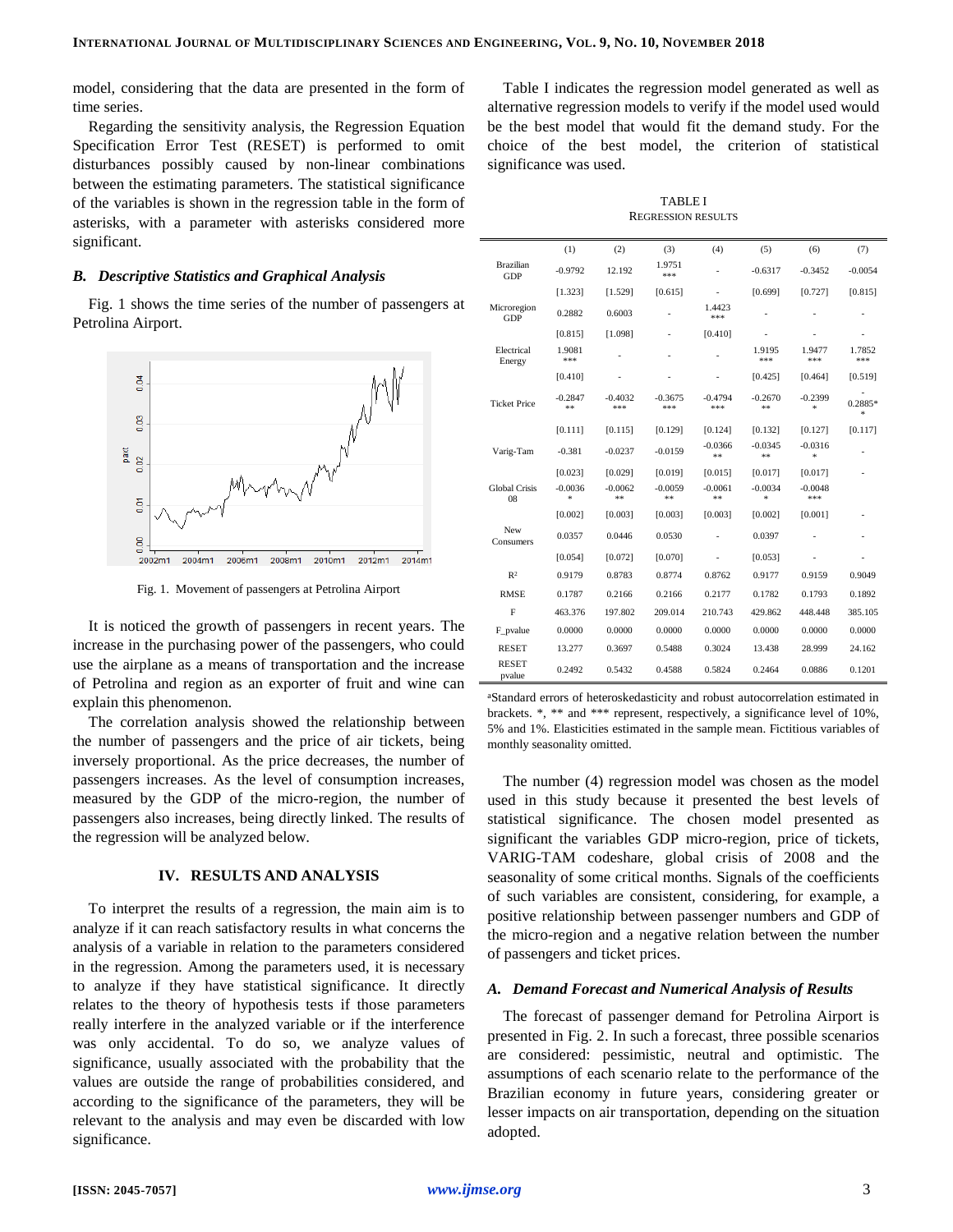model, considering that the data are presented in the form of time series.

Regarding the sensitivity analysis, the Regression Equation Specification Error Test (RESET) is performed to omit disturbances possibly caused by non-linear combinations between the estimating parameters. The statistical significance of the variables is shown in the regression table in the form of asterisks, with a parameter with asterisks considered more significant.

### *B. Descriptive Statistics and Graphical Analysis*

Fig. 1 shows the time series of the number of passengers at Petrolina Airport.

Fig. 1. Movement of passengers at Petrolina Airport

It is noticed the growth of passengers in recent years. The increase in the purchasing power of the passengers, who could use the airplane as a means of transportation and the increase of Petrolina and region as an exporter of fruit and wine can explain this phenomenon.

The correlation analysis showed the relationship between the number of passengers and the price of air tickets, being inversely proportional. As the price decreases, the number of passengers increases. As the level of consumption increases, measured by the GDP of the micro-region, the number of passengers also increases, being directly linked. The results of the regression will be analyzed below.

## IV. Results and Analysis

To interpret the results of a regression, the main aim is to analyze if it can reach satisfactory results in what concerns the analysis of a variable in relation to the parameters considered in the regression. Among the parameters used, it is necessary to analyze if they have statistical significance. It directly relates to the theory of hypothesis tests if those parameters really interfere in the analyzed variable or if the interference was only accidental. To do so, we analyze values of significance, usually associated with the probability that the values are outside the range of probabilities considered, and according to the significance of the parameters, they will be relevant to the analysis and may even be discarded with low significance.

Table I indicates the regression model generated as well as alternative regression models to verify if the model used would be the best model that would fit the demand study. For the choice of the best model, the criterion of statistical significance was used.

TABLE I
REGRESSION RESULTS

| | (1) | (2) | (3) | (4) | (5) | (6) | (7) |
|---|---|---|---|---|---|---|---|
| Brazilian GDP | -0.9792 | 12.192 | 1.9751 *** | - | -0.6317 | -0.3452 | -0.0054 |
| | [1.323] | [1.529] | [0.615] | - | [0.699] | [0.727] | [0.815] |
| Microregion GDP | 0.2882 | 0.6003 | - | 1.4423 *** | - | - | - |
| | [0.815] | [1.098] | - | [0.410] | - | - | - |
| Electrical Energy | 1.9081 *** | - | - | - | 1.9195 *** | 1.9477 *** | 1.7852 *** |
| | [0.410] | - | - | - | [0.425] | [0.464] | [0.519] |
| Ticket Price | -0.2847 ** | -0.4032 *** | -0.3675 *** | -0.4794 *** | -0.2670 ** | -0.2399 * | -0.2885** |
| | [0.111] | [0.115] | [0.129] | [0.124] | [0.132] | [0.127] | [0.117] |
| Varig-Tam | -0.381 | -0.0237 | -0.0159 | -0.0366 ** | -0.0345 ** | -0.0316 * | - |
| | [0.023] | [0.029] | [0.019] | [0.015] | [0.017] | [0.017] | - |
| Global Crisis 08 | -0.0036 * | -0.0062 ** | -0.0059 ** | -0.0061 ** | -0.0034 * | -0.0048 *** | |
| | [0.002] | [0.003] | [0.003] | [0.003] | [0.002] | [0.001] | - |
| New Consumers | 0.0357 | 0.0446 | 0.0530 | - | 0.0397 | - | - |
| | [0.054] | [0.072] | [0.070] | - | [0.053] | - | - |
| $R^2$ | 0.9179 | 0.8783 | 0.8774 | 0.8762 | 0.9177 | 0.9159 | 0.9049 |
| RMSE | 0.1787 | 0.2166 | 0.2166 | 0.2177 | 0.1782 | 0.1793 | 0.1892 |
| F | 463.376 | 197.802 | 209.014 | 210.743 | 429.862 | 448.448 | 385.105 |
| F_pvalue | 0.0000 | 0.0000 | 0.0000 | 0.0000 | 0.0000 | 0.0000 | 0.0000 |
| RESET | 13.277 | 0.3697 | 0.5488 | 0.3024 | 13.438 | 28.999 | 24.162 |
| RESET pvalue | 0.2492 | 0.5432 | 0.4588 | 0.5824 | 0.2464 | 0.0886 | 0.1201 |

[a]Standard errors of heteroskedasticity and robust autocorrelation estimated in brackets. *, ** and *** represent, respectively, a significance level of 10%, 5% and 1%. Elasticities estimated in the sample mean. Fictitious variables of monthly seasonality omitted.

The number (4) regression model was chosen as the model used in this study because it presented the best levels of statistical significance. The chosen model presented as significant the variables GDP micro-region, price of tickets, VARIG-TAM codeshare, global crisis of 2008 and the seasonality of some critical months. Signals of the coefficients of such variables are consistent, considering, for example, a positive relationship between passenger numbers and GDP of the micro-region and a negative relation between the number of passengers and ticket prices.

### *A. Demand Forecast and Numerical Analysis of Results*

The forecast of passenger demand for Petrolina Airport is presented in Fig. 2. In such a forecast, three possible scenarios are considered: pessimistic, neutral and optimistic. The assumptions of each scenario relate to the performance of the Brazilian economy in future years, considering greater or lesser impacts on air transportation, depending on the situation adopted.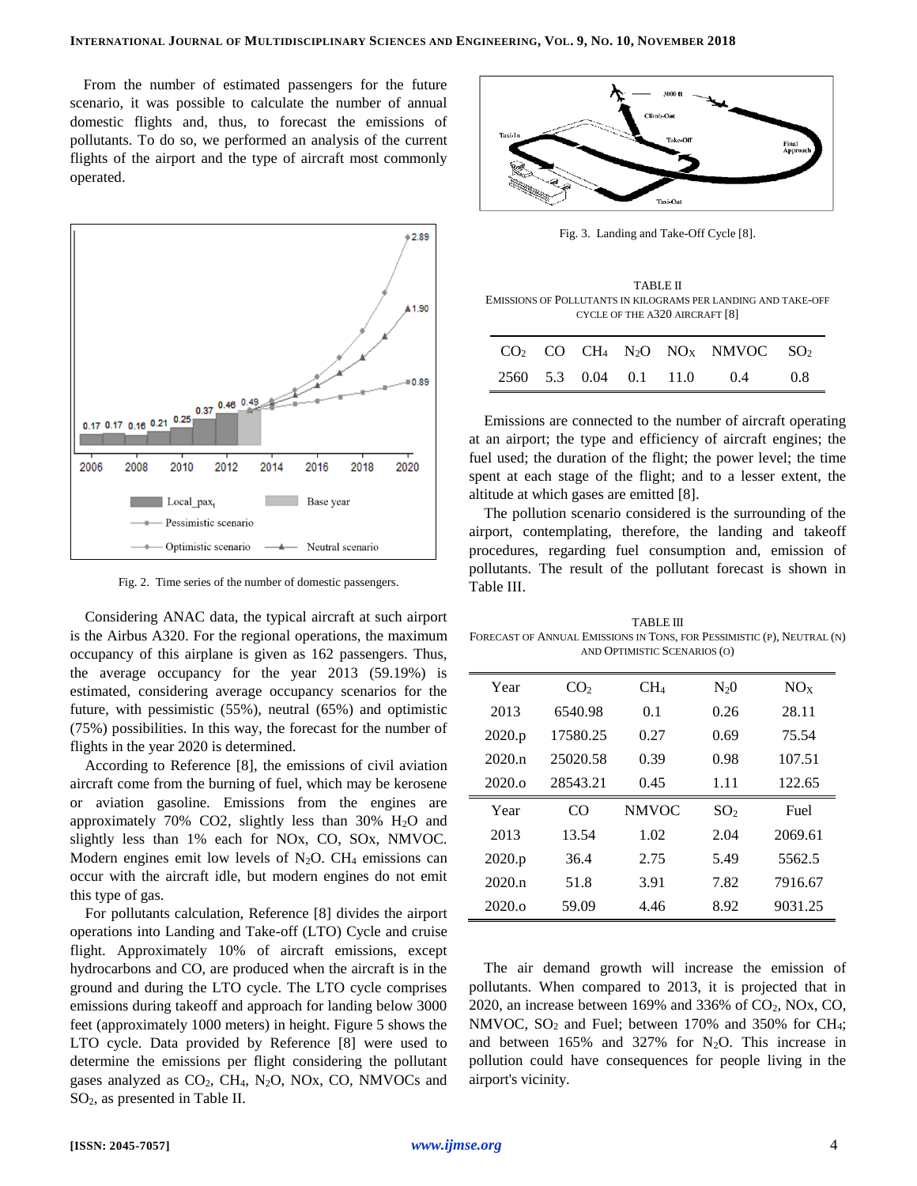From the number of estimated passengers for the future scenario, it was possible to calculate the number of annual domestic flights and, thus, to forecast the emissions of pollutants. To do so, we performed an analysis of the current flights of the airport and the type of aircraft most commonly operated.

Fig. 2. Time series of the number of domestic passengers.

Considering ANAC data, the typical aircraft at such airport is the Airbus A320. For the regional operations, the maximum occupancy of this airplane is given as 162 passengers. Thus, the average occupancy for the year 2013 (59.19%) is estimated, considering average occupancy scenarios for the future, with pessimistic (55%), neutral (65%) and optimistic (75%) possibilities. In this way, the forecast for the number of flights in the year 2020 is determined.

According to Reference [8], the emissions of civil aviation aircraft come from the burning of fuel, which may be kerosene or aviation gasoline. Emissions from the engines are approximately 70% CO2, slightly less than 30% $H_2O$ and slightly less than 1% each for NOx, CO, SOx, NMVOC. Modern engines emit low levels of $N_2O$. $CH_4$ emissions can occur with the aircraft idle, but modern engines do not emit this type of gas.

For pollutants calculation, Reference [8] divides the airport operations into Landing and Take-off (LTO) Cycle and cruise flight. Approximately 10% of aircraft emissions, except hydrocarbons and CO, are produced when the aircraft is in the ground and during the LTO cycle. The LTO cycle comprises emissions during takeoff and approach for landing below 3000 feet (approximately 1000 meters) in height. Figure 5 shows the LTO cycle. Data provided by Reference [8] were used to determine the emissions per flight considering the pollutant gases analyzed as $CO_2$, $CH_4$, $N_2O$, NOx, CO, NMVOCs and $SO_2$, as presented in Table II.

Fig. 3. Landing and Take-Off Cycle [8].

TABLE II
EMISSIONS OF POLLUTANTS IN KILOGRAMS PER LANDING AND TAKE-OFF CYCLE OF THE A320 AIRCRAFT [8]

| $CO_2$ | CO | $CH_4$ | $N_2O$ | $NO_X$ | NMVOC | $SO_2$ |
|---|---|---|---|---|---|---|
| 2560 | 5.3 | 0.04 | 0.1 | 11.0 | 0.4 | 0.8 |

Emissions are connected to the number of aircraft operating at an airport; the type and efficiency of aircraft engines; the fuel used; the duration of the flight; the power level; the time spent at each stage of the flight; and to a lesser extent, the altitude at which gases are emitted [8].

The pollution scenario considered is the surrounding of the airport, contemplating, therefore, the landing and takeoff procedures, regarding fuel consumption and, emission of pollutants. The result of the pollutant forecast is shown in Table III.

TABLE III
FORECAST OF ANNUAL EMISSIONS IN TONS, FOR PESSIMISTIC (P), NEUTRAL (N) AND OPTIMISTIC SCENARIOS (O)

| Year | $CO_2$ | $CH_4$ | $N_20$ | $NO_X$ |
|---|---|---|---|---|
| 2013 | 6540.98 | 0.1 | 0.26 | 28.11 |
| 2020.p | 17580.25 | 0.27 | 0.69 | 75.54 |
| 2020.n | 25020.58 | 0.39 | 0.98 | 107.51 |
| 2020.o | 28543.21 | 0.45 | 1.11 | 122.65 |
| **Year** | **CO** | **NMVOC** | **$SO_2$** | **Fuel** |
| 2013 | 13.54 | 1.02 | 2.04 | 2069.61 |
| 2020.p | 36.4 | 2.75 | 5.49 | 5562.5 |
| 2020.n | 51.8 | 3.91 | 7.82 | 7916.67 |
| 2020.o | 59.09 | 4.46 | 8.92 | 9031.25 |

The air demand growth will increase the emission of pollutants. When compared to 2013, it is projected that in 2020, an increase between 169% and 336% of $CO_2$, NOx, CO, NMVOC, $SO_2$ and Fuel; between 170% and 350% for $CH_4$; and between 165% and 327% for $N_2O$. This increase in pollution could have consequences for people living in the airport's vicinity.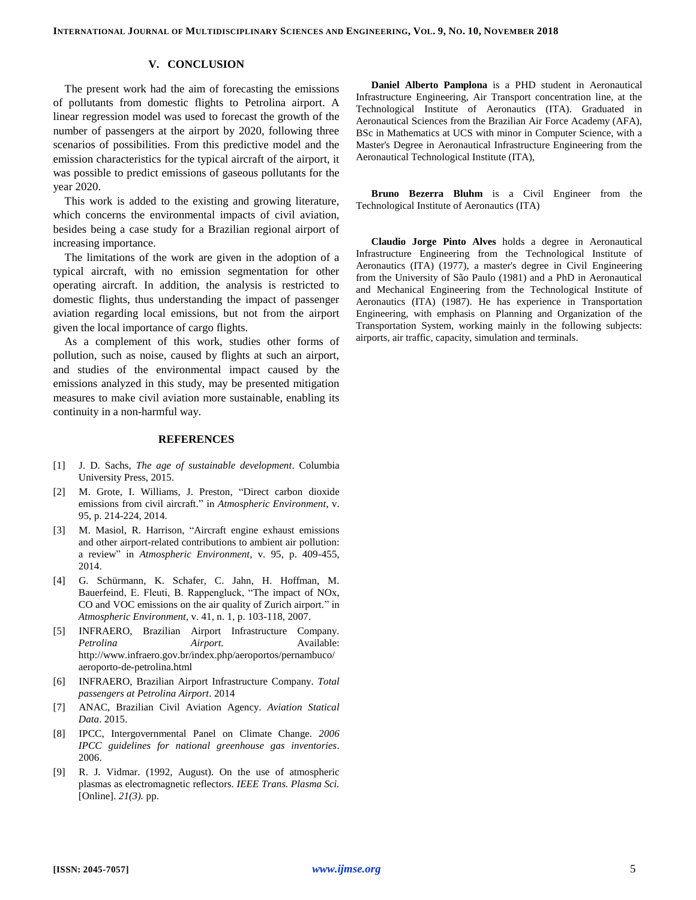## V. CONCLUSION

The present work had the aim of forecasting the emissions of pollutants from domestic flights to Petrolina airport. A linear regression model was used to forecast the growth of the number of passengers at the airport by 2020, following three scenarios of possibilities. From this predictive model and the emission characteristics for the typical aircraft of the airport, it was possible to predict emissions of gaseous pollutants for the year 2020.

This work is added to the existing and growing literature, which concerns the environmental impacts of civil aviation, besides being a case study for a Brazilian regional airport of increasing importance.

The limitations of the work are given in the adoption of a typical aircraft, with no emission segmentation for other operating aircraft. In addition, the analysis is restricted to domestic flights, thus understanding the impact of passenger aviation regarding local emissions, but not from the airport given the local importance of cargo flights.

As a complement of this work, studies other forms of pollution, such as noise, caused by flights at such an airport, and studies of the environmental impact caused by the emissions analyzed in this study, may be presented mitigation measures to make civil aviation more sustainable, enabling its continuity in a non-harmful way.

## REFERENCES

[1] J. D. Sachs, *The age of sustainable development*. Columbia University Press, 2015.

[2] M. Grote, I. Williams, J. Preston, "Direct carbon dioxide emissions from civil aircraft." in *Atmospheric Environment*, v. 95, p. 214-224, 2014.

[3] M. Masiol, R. Harrison, "Aircraft engine exhaust emissions and other airport-related contributions to ambient air pollution: a review" in *Atmospheric Environment*, v. 95, p. 409-455, 2014.

[4] G. Schürmann, K. Schafer, C. Jahn, H. Hoffman, M. Bauerfeind, E. Fleuti, B. Rappengluck, "The impact of NOx, CO and VOC emissions on the air quality of Zurich airport." in *Atmospheric Environment*, v. 41, n. 1, p. 103-118, 2007.

[5] INFRAERO, Brazilian Airport Infrastructure Company. *Petrolina Airport.* Available: http://www.infraero.gov.br/index.php/aeroportos/pernambuco/aeroporto-de-petrolina.html

[6] INFRAERO, Brazilian Airport Infrastructure Company. *Total passengers at Petrolina Airport*. 2014

[7] ANAC, Brazilian Civil Aviation Agency. *Aviation Statical Data*. 2015.

[8] IPCC, Intergovernmental Panel on Climate Change. *2006 IPCC guidelines for national greenhouse gas inventories*. 2006.

[9] R. J. Vidmar. (1992, August). On the use of atmospheric plasmas as electromagnetic reflectors. *IEEE Trans. Plasma Sci.* [Online]. *21(3).* pp.

**Daniel Alberto Pamplona** is a PHD student in Aeronautical Infrastructure Engineering, Air Transport concentration line, at the Technological Institute of Aeronautics (ITA). Graduated in Aeronautical Sciences from the Brazilian Air Force Academy (AFA), BSc in Mathematics at UCS with minor in Computer Science, with a Master's Degree in Aeronautical Infrastructure Engineering from the Aeronautical Technological Institute (ITA),

**Bruno Bezerra Bluhm** is a Civil Engineer from the Technological Institute of Aeronautics (ITA)

**Claudio Jorge Pinto Alves** holds a degree in Aeronautical Infrastructure Engineering from the Technological Institute of Aeronautics (ITA) (1977), a master's degree in Civil Engineering from the University of São Paulo (1981) and a PhD in Aeronautical and Mechanical Engineering from the Technological Institute of Aeronautics (ITA) (1987). He has experience in Transportation Engineering, with emphasis on Planning and Organization of the Transportation System, working mainly in the following subjects: airports, air traffic, capacity, simulation and terminals.